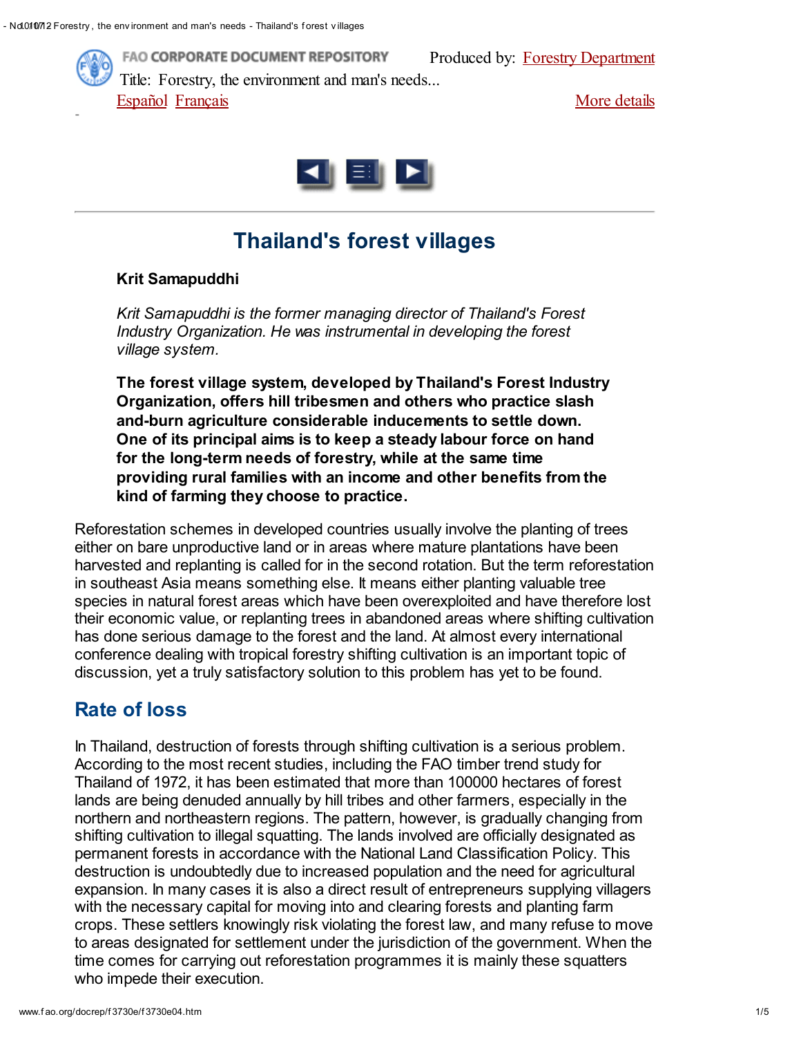FAO CORPORATE DOCUMENT REPOSITORY

Produced by: Forestry Department

Title: Forestry, the environment and man's needs...

Español Français

More details

# Thailand's forest villages

**Krit Samapuddhi**

*Krit Samapuddhi is the former managing director of Thailand's Forest Industry Organization. He was instrumental in developing the forest village system.*

**The forest village system, developed by Thailand's Forest Industry Organization, offers hill tribesmen and others who practice slash and-burn agriculture considerable inducements to settle down. One of its principal aims is to keep a steady labour force on hand for the long-term needs of forestry, while at the same time providing rural families with an income and other benefits from the kind of farming they choose to practice.**

Reforestation schemes in developed countries usually involve the planting of trees either on bare unproductive land or in areas where mature plantations have been harvested and replanting is called for in the second rotation. But the term reforestation in southeast Asia means something else. It means either planting valuable tree species in natural forest areas which have been overexploited and have therefore lost their economic value, or replanting trees in abandoned areas where shifting cultivation has done serious damage to the forest and the land. At almost every international conference dealing with tropical forestry shifting cultivation is an important topic of discussion, yet a truly satisfactory solution to this problem has yet to be found.

## Rate of loss

In Thailand, destruction of forests through shifting cultivation is a serious problem. According to the most recent studies, including the FAO timber trend study for Thailand of 1972, it has been estimated that more than 100000 hectares of forest lands are being denuded annually by hill tribes and other farmers, especially in the northern and northeastern regions. The pattern, however, is gradually changing from shifting cultivation to illegal squatting. The lands involved are officially designated as permanent forests in accordance with the National Land Classification Policy. This destruction is undoubtedly due to increased population and the need for agricultural expansion. In many cases it is also a direct result of entrepreneurs supplying villagers with the necessary capital for moving into and clearing forests and planting farm crops. These settlers knowingly risk violating the forest law, and many refuse to move to areas designated for settlement under the jurisdiction of the government. When the time comes for carrying out reforestation programmes it is mainly these squatters who impede their execution.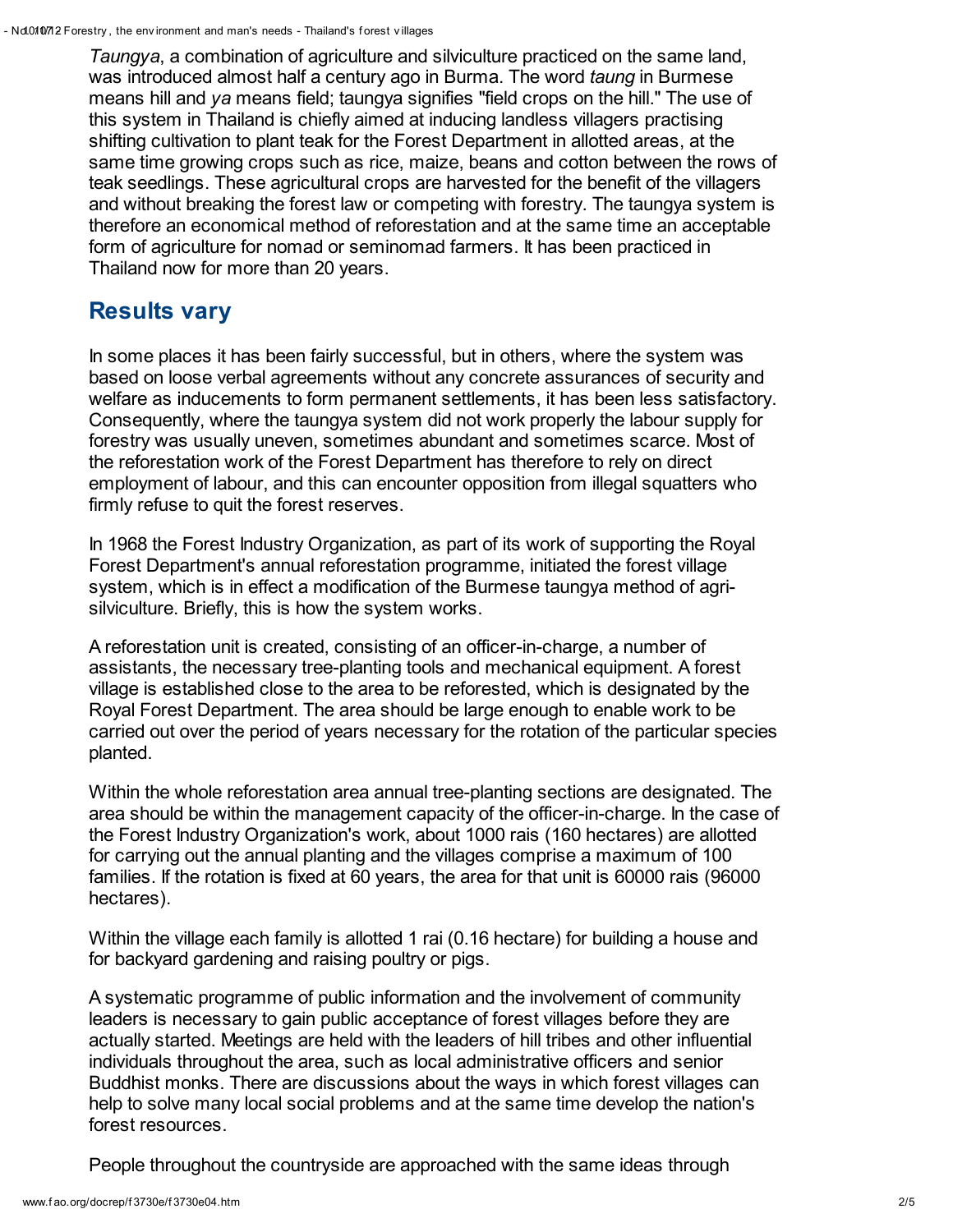*Taungya*, a combination of agriculture and silviculture practiced on the same land, was introduced almost half a century ago in Burma. The word *taung* in Burmese means hill and *ya* means field; taungya signifies "field crops on the hill." The use of this system in Thailand is chiefly aimed at inducing landless villagers practising shifting cultivation to plant teak for the Forest Department in allotted areas, at the same time growing crops such as rice, maize, beans and cotton between the rows of teak seedlings. These agricultural crops are harvested for the benefit of the villagers and without breaking the forest law or competing with forestry. The taungya system is therefore an economical method of reforestation and at the same time an acceptable form of agriculture for nomad or seminomad farmers. It has been practiced in Thailand now for more than 20 years.

## Results vary

In some places it has been fairly successful, but in others, where the system was based on loose verbal agreements without any concrete assurances of security and welfare as inducements to form permanent settlements, it has been less satisfactory. Consequently, where the taungya system did not work properly the labour supply for forestry was usually uneven, sometimes abundant and sometimes scarce. Most of the reforestation work of the Forest Department has therefore to rely on direct employment of labour, and this can encounter opposition from illegal squatters who firmly refuse to quit the forest reserves.

In 1968 the Forest Industry Organization, as part of its work of supporting the Royal Forest Department's annual reforestation programme, initiated the forest village system, which is in effect a modification of the Burmese taungya method of agri-silviculture. Briefly, this is how the system works.

A reforestation unit is created, consisting of an officer-in-charge, a number of assistants, the necessary tree-planting tools and mechanical equipment. A forest village is established close to the area to be reforested, which is designated by the Royal Forest Department. The area should be large enough to enable work to be carried out over the period of years necessary for the rotation of the particular species planted.

Within the whole reforestation area annual tree-planting sections are designated. The area should be within the management capacity of the officer-in-charge. In the case of the Forest Industry Organization's work, about 1000 rais (160 hectares) are allotted for carrying out the annual planting and the villages comprise a maximum of 100 families. If the rotation is fixed at 60 years, the area for that unit is 60000 rais (96000 hectares).

Within the village each family is allotted 1 rai (0.16 hectare) for building a house and for backyard gardening and raising poultry or pigs.

A systematic programme of public information and the involvement of community leaders is necessary to gain public acceptance of forest villages before they are actually started. Meetings are held with the leaders of hill tribes and other influential individuals throughout the area, such as local administrative officers and senior Buddhist monks. There are discussions about the ways in which forest villages can help to solve many local social problems and at the same time develop the nation's forest resources.

People throughout the countryside are approached with the same ideas through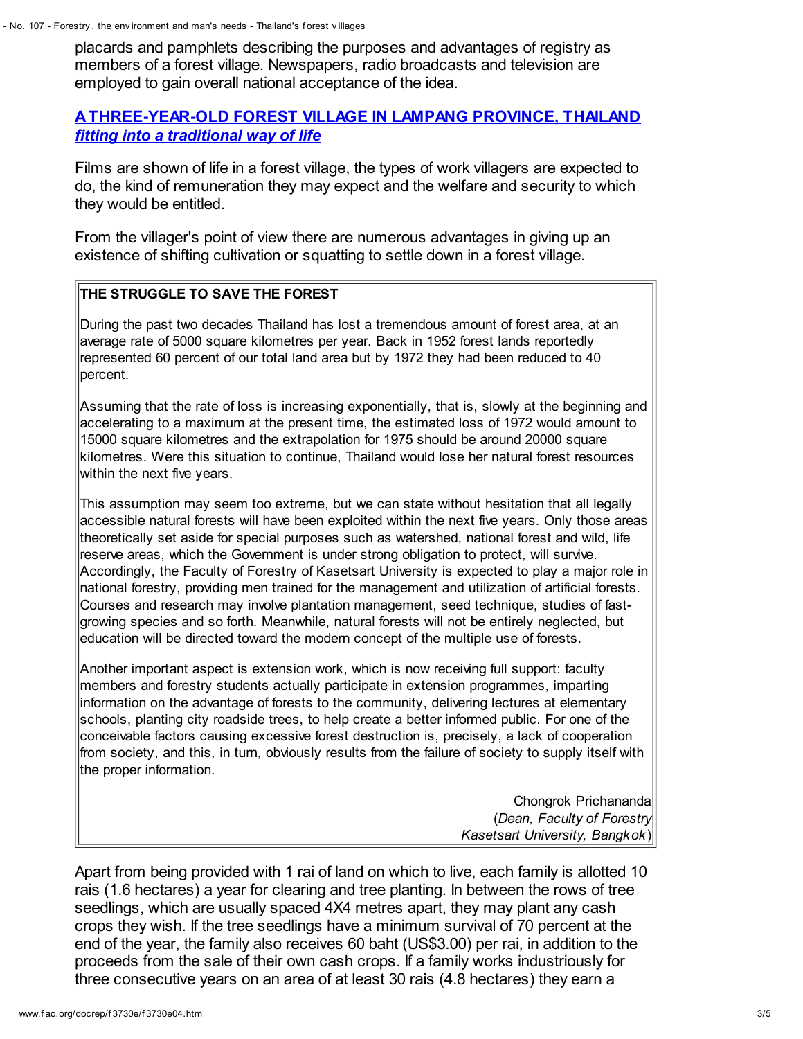placards and pamphlets describing the purposes and advantages of registry as members of a forest village. Newspapers, radio broadcasts and television are employed to gain overall national acceptance of the idea.

**A THREE-YEAR-OLD FOREST VILLAGE IN LAMPANG PROVINCE, THAILAND**
***fitting into a traditional way of life***

Films are shown of life in a forest village, the types of work villagers are expected to do, the kind of remuneration they may expect and the welfare and security to which they would be entitled.

From the villager's point of view there are numerous advantages in giving up an existence of shifting cultivation or squatting to settle down in a forest village.

> **THE STRUGGLE TO SAVE THE FOREST**
>
> During the past two decades Thailand has lost a tremendous amount of forest area, at an average rate of 5000 square kilometres per year. Back in 1952 forest lands reportedly represented 60 percent of our total land area but by 1972 they had been reduced to 40 percent.
>
> Assuming that the rate of loss is increasing exponentially, that is, slowly at the beginning and accelerating to a maximum at the present time, the estimated loss of 1972 would amount to 15000 square kilometres and the extrapolation for 1975 should be around 20000 square kilometres. Were this situation to continue, Thailand would lose her natural forest resources within the next five years.
>
> This assumption may seem too extreme, but we can state without hesitation that all legally accessible natural forests will have been exploited within the next five years. Only those areas theoretically set aside for special purposes such as watershed, national forest and wild, life reserve areas, which the Government is under strong obligation to protect, will survive. Accordingly, the Faculty of Forestry of Kasetsart University is expected to play a major role in national forestry, providing men trained for the management and utilization of artificial forests. Courses and research may involve plantation management, seed technique, studies of fast-growing species and so forth. Meanwhile, natural forests will not be entirely neglected, but education will be directed toward the modern concept of the multiple use of forests.
>
> Another important aspect is extension work, which is now receiving full support: faculty members and forestry students actually participate in extension programmes, imparting information on the advantage of forests to the community, delivering lectures at elementary schools, planting city roadside trees, to help create a better informed public. For one of the conceivable factors causing excessive forest destruction is, precisely, a lack of cooperation from society, and this, in turn, obviously results from the failure of society to supply itself with the proper information.
>
> Chongrok Prichananda
> (*Dean, Faculty of Forestry Kasetsart University, Bangkok*)

Apart from being provided with 1 rai of land on which to live, each family is allotted 10 rais (1.6 hectares) a year for clearing and tree planting. In between the rows of tree seedlings, which are usually spaced 4X4 metres apart, they may plant any cash crops they wish. If the tree seedlings have a minimum survival of 70 percent at the end of the year, the family also receives 60 baht (US$3.00) per rai, in addition to the proceeds from the sale of their own cash crops. If a family works industriously for three consecutive years on an area of at least 30 rais (4.8 hectares) they earn a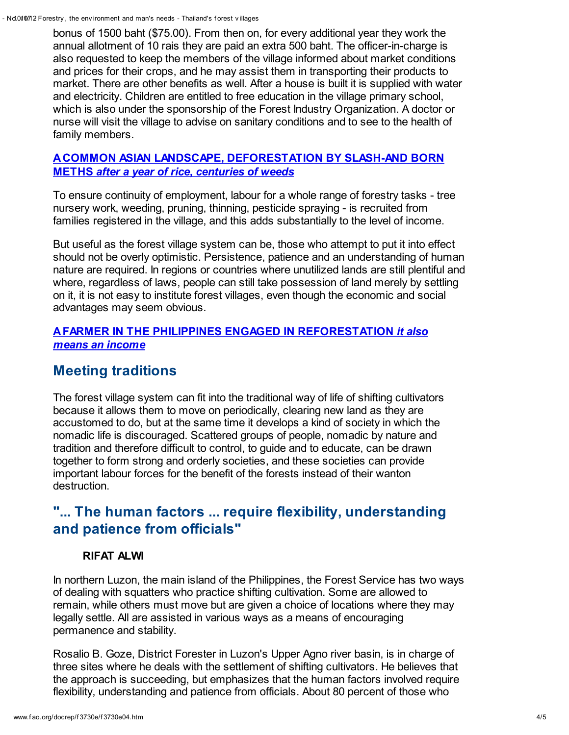bonus of 1500 baht ($75.00). From then on, for every additional year they work the annual allotment of 10 rais they are paid an extra 500 baht. The officer-in-charge is also requested to keep the members of the village informed about market conditions and prices for their crops, and he may assist them in transporting their products to market. There are other benefits as well. After a house is built it is supplied with water and electricity. Children are entitled to free education in the village primary school, which is also under the sponsorship of the Forest Industry Organization. A doctor or nurse will visit the village to advise on sanitary conditions and to see to the health of family members.

**A COMMON ASIAN LANDSCAPE, DEFORESTATION BY SLASH-AND BORN METHS *after a year of rice, centuries of weeds***

To ensure continuity of employment, labour for a whole range of forestry tasks - tree nursery work, weeding, pruning, thinning, pesticide spraying - is recruited from families registered in the village, and this adds substantially to the level of income.

But useful as the forest village system can be, those who attempt to put it into effect should not be overly optimistic. Persistence, patience and an understanding of human nature are required. In regions or countries where unutilized lands are still plentiful and where, regardless of laws, people can still take possession of land merely by settling on it, it is not easy to institute forest villages, even though the economic and social advantages may seem obvious.

**A FARMER IN THE PHILIPPINES ENGAGED IN REFORESTATION *it also means an income***

## Meeting traditions

The forest village system can fit into the traditional way of life of shifting cultivators because it allows them to move on periodically, clearing new land as they are accustomed to do, but at the same time it develops a kind of society in which the nomadic life is discouraged. Scattered groups of people, nomadic by nature and tradition and therefore difficult to control, to guide and to educate, can be drawn together to form strong and orderly societies, and these societies can provide important labour forces for the benefit of the forests instead of their wanton destruction.

## "... The human factors ... require flexibility, understanding and patience from officials"

**RIFAT ALWI**

In northern Luzon, the main island of the Philippines, the Forest Service has two ways of dealing with squatters who practice shifting cultivation. Some are allowed to remain, while others must move but are given a choice of locations where they may legally settle. All are assisted in various ways as a means of encouraging permanence and stability.

Rosalio B. Goze, District Forester in Luzon's Upper Agno river basin, is in charge of three sites where he deals with the settlement of shifting cultivators. He believes that the approach is succeeding, but emphasizes that the human factors involved require flexibility, understanding and patience from officials. About 80 percent of those who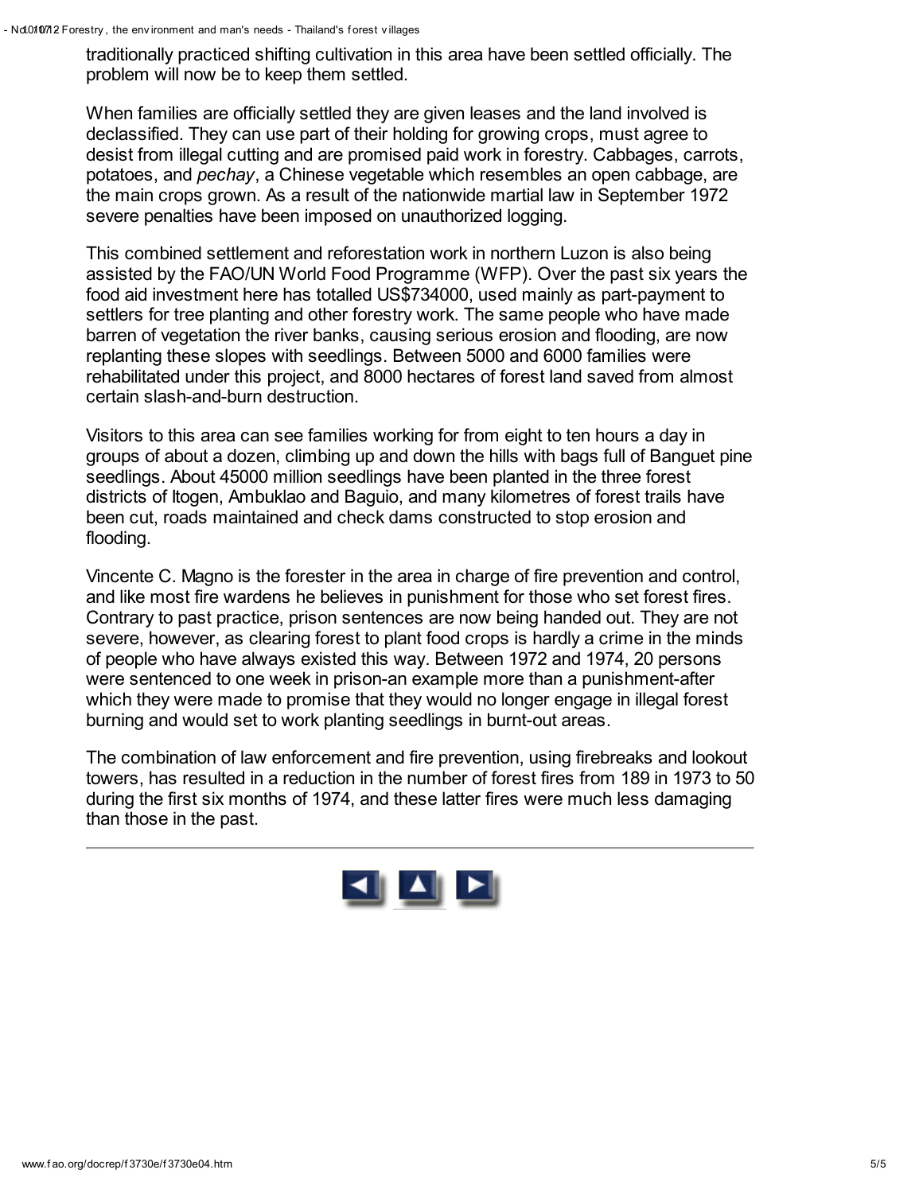traditionally practiced shifting cultivation in this area have been settled officially. The problem will now be to keep them settled.

When families are officially settled they are given leases and the land involved is declassified. They can use part of their holding for growing crops, must agree to desist from illegal cutting and are promised paid work in forestry. Cabbages, carrots, potatoes, and *pechay*, a Chinese vegetable which resembles an open cabbage, are the main crops grown. As a result of the nationwide martial law in September 1972 severe penalties have been imposed on unauthorized logging.

This combined settlement and reforestation work in northern Luzon is also being assisted by the FAO/UN World Food Programme (WFP). Over the past six years the food aid investment here has totalled US$734000, used mainly as part-payment to settlers for tree planting and other forestry work. The same people who have made barren of vegetation the river banks, causing serious erosion and flooding, are now replanting these slopes with seedlings. Between 5000 and 6000 families were rehabilitated under this project, and 8000 hectares of forest land saved from almost certain slash-and-burn destruction.

Visitors to this area can see families working for from eight to ten hours a day in groups of about a dozen, climbing up and down the hills with bags full of Banguet pine seedlings. About 45000 million seedlings have been planted in the three forest districts of Itogen, Ambuklao and Baguio, and many kilometres of forest trails have been cut, roads maintained and check dams constructed to stop erosion and flooding.

Vincente C. Magno is the forester in the area in charge of fire prevention and control, and like most fire wardens he believes in punishment for those who set forest fires. Contrary to past practice, prison sentences are now being handed out. They are not severe, however, as clearing forest to plant food crops is hardly a crime in the minds of people who have always existed this way. Between 1972 and 1974, 20 persons were sentenced to one week in prison-an example more than a punishment-after which they were made to promise that they would no longer engage in illegal forest burning and would set to work planting seedlings in burnt-out areas.

The combination of law enforcement and fire prevention, using firebreaks and lookout towers, has resulted in a reduction in the number of forest fires from 189 in 1973 to 50 during the first six months of 1974, and these latter fires were much less damaging than those in the past.